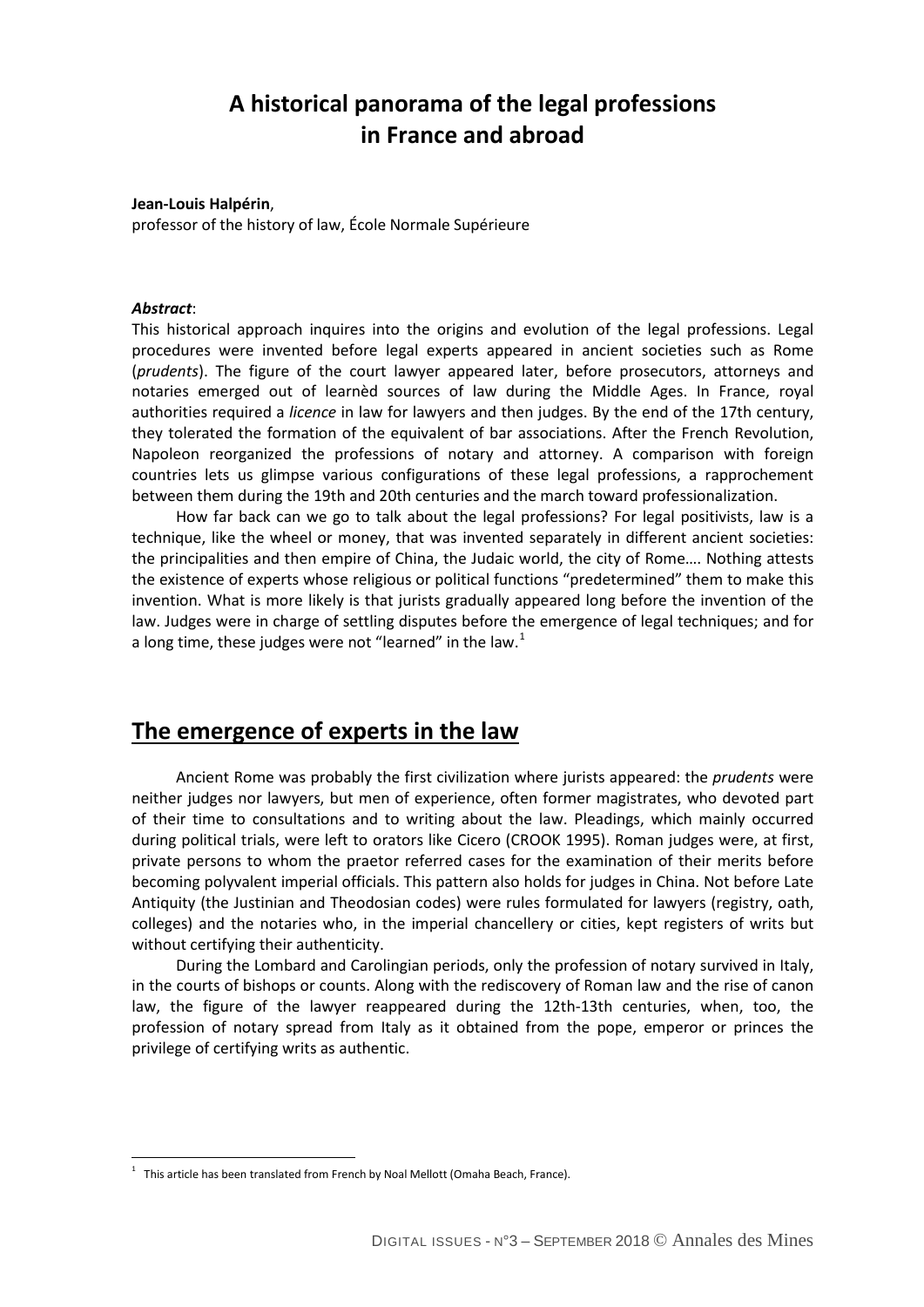# A historical panorama of the legal professions in France and abroad

**Jean-Louis Halpérin**,
professor of the history of law, École Normale Supérieure

***Abstract***:
This historical approach inquires into the origins and evolution of the legal professions. Legal procedures were invented before legal experts appeared in ancient societies such as Rome (*prudents*). The figure of the court lawyer appeared later, before prosecutors, attorneys and notaries emerged out of learnèd sources of law during the Middle Ages. In France, royal authorities required a *licence* in law for lawyers and then judges. By the end of the 17th century, they tolerated the formation of the equivalent of bar associations. After the French Revolution, Napoleon reorganized the professions of notary and attorney. A comparison with foreign countries lets us glimpse various configurations of these legal professions, a rapprochement between them during the 19th and 20th centuries and the march toward professionalization.

How far back can we go to talk about the legal professions? For legal positivists, law is a technique, like the wheel or money, that was invented separately in different ancient societies: the principalities and then empire of China, the Judaic world, the city of Rome…. Nothing attests the existence of experts whose religious or political functions "predetermined" them to make this invention. What is more likely is that jurists gradually appeared long before the invention of the law. Judges were in charge of settling disputes before the emergence of legal techniques; and for a long time, these judges were not "learned" in the law.[1]

## The emergence of experts in the law

Ancient Rome was probably the first civilization where jurists appeared: the *prudents* were neither judges nor lawyers, but men of experience, often former magistrates, who devoted part of their time to consultations and to writing about the law. Pleadings, which mainly occurred during political trials, were left to orators like Cicero (CROOK 1995). Roman judges were, at first, private persons to whom the praetor referred cases for the examination of their merits before becoming polyvalent imperial officials. This pattern also holds for judges in China. Not before Late Antiquity (the Justinian and Theodosian codes) were rules formulated for lawyers (registry, oath, colleges) and the notaries who, in the imperial chancellery or cities, kept registers of writs but without certifying their authenticity.

During the Lombard and Carolingian periods, only the profession of notary survived in Italy, in the courts of bishops or counts. Along with the rediscovery of Roman law and the rise of canon law, the figure of the lawyer reappeared during the 12th-13th centuries, when, too, the profession of notary spread from Italy as it obtained from the pope, emperor or princes the privilege of certifying writs as authentic.

[1] This article has been translated from French by Noal Mellott (Omaha Beach, France).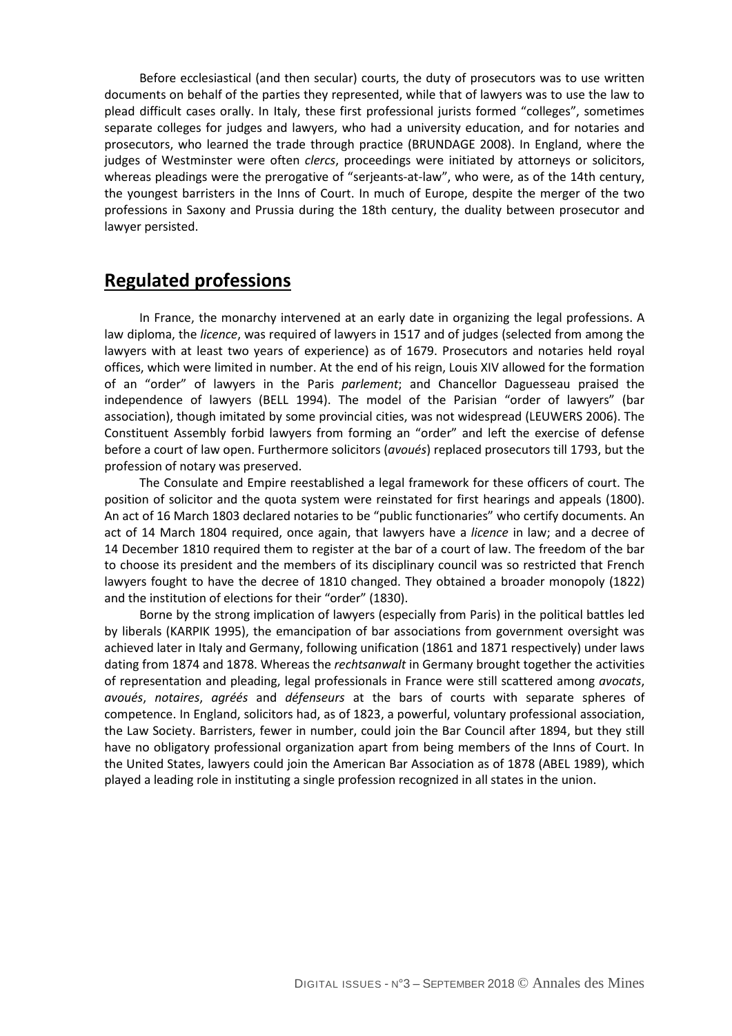Before ecclesiastical (and then secular) courts, the duty of prosecutors was to use written documents on behalf of the parties they represented, while that of lawyers was to use the law to plead difficult cases orally. In Italy, these first professional jurists formed “colleges”, sometimes separate colleges for judges and lawyers, who had a university education, and for notaries and prosecutors, who learned the trade through practice (BRUNDAGE 2008). In England, where the judges of Westminster were often *clercs*, proceedings were initiated by attorneys or solicitors, whereas pleadings were the prerogative of “serjeants-at-law”, who were, as of the 14th century, the youngest barristers in the Inns of Court. In much of Europe, despite the merger of the two professions in Saxony and Prussia during the 18th century, the duality between prosecutor and lawyer persisted.

## Regulated professions

In France, the monarchy intervened at an early date in organizing the legal professions. A law diploma, the *licence*, was required of lawyers in 1517 and of judges (selected from among the lawyers with at least two years of experience) as of 1679. Prosecutors and notaries held royal offices, which were limited in number. At the end of his reign, Louis XIV allowed for the formation of an “order” of lawyers in the Paris *parlement*; and Chancellor Daguesseau praised the independence of lawyers (BELL 1994). The model of the Parisian “order of lawyers” (bar association), though imitated by some provincial cities, was not widespread (LEUWERS 2006). The Constituent Assembly forbid lawyers from forming an “order” and left the exercise of defense before a court of law open. Furthermore solicitors (*avoués*) replaced prosecutors till 1793, but the profession of notary was preserved.

The Consulate and Empire reestablished a legal framework for these officers of court. The position of solicitor and the quota system were reinstated for first hearings and appeals (1800). An act of 16 March 1803 declared notaries to be “public functionaries” who certify documents. An act of 14 March 1804 required, once again, that lawyers have a *licence* in law; and a decree of 14 December 1810 required them to register at the bar of a court of law. The freedom of the bar to choose its president and the members of its disciplinary council was so restricted that French lawyers fought to have the decree of 1810 changed. They obtained a broader monopoly (1822) and the institution of elections for their “order” (1830).

Borne by the strong implication of lawyers (especially from Paris) in the political battles led by liberals (KARPIK 1995), the emancipation of bar associations from government oversight was achieved later in Italy and Germany, following unification (1861 and 1871 respectively) under laws dating from 1874 and 1878. Whereas the *rechtsanwalt* in Germany brought together the activities of representation and pleading, legal professionals in France were still scattered among *avocats*, *avoués*, *notaires*, *agréés* and *défenseurs* at the bars of courts with separate spheres of competence. In England, solicitors had, as of 1823, a powerful, voluntary professional association, the Law Society. Barristers, fewer in number, could join the Bar Council after 1894, but they still have no obligatory professional organization apart from being members of the Inns of Court. In the United States, lawyers could join the American Bar Association as of 1878 (ABEL 1989), which played a leading role in instituting a single profession recognized in all states in the union.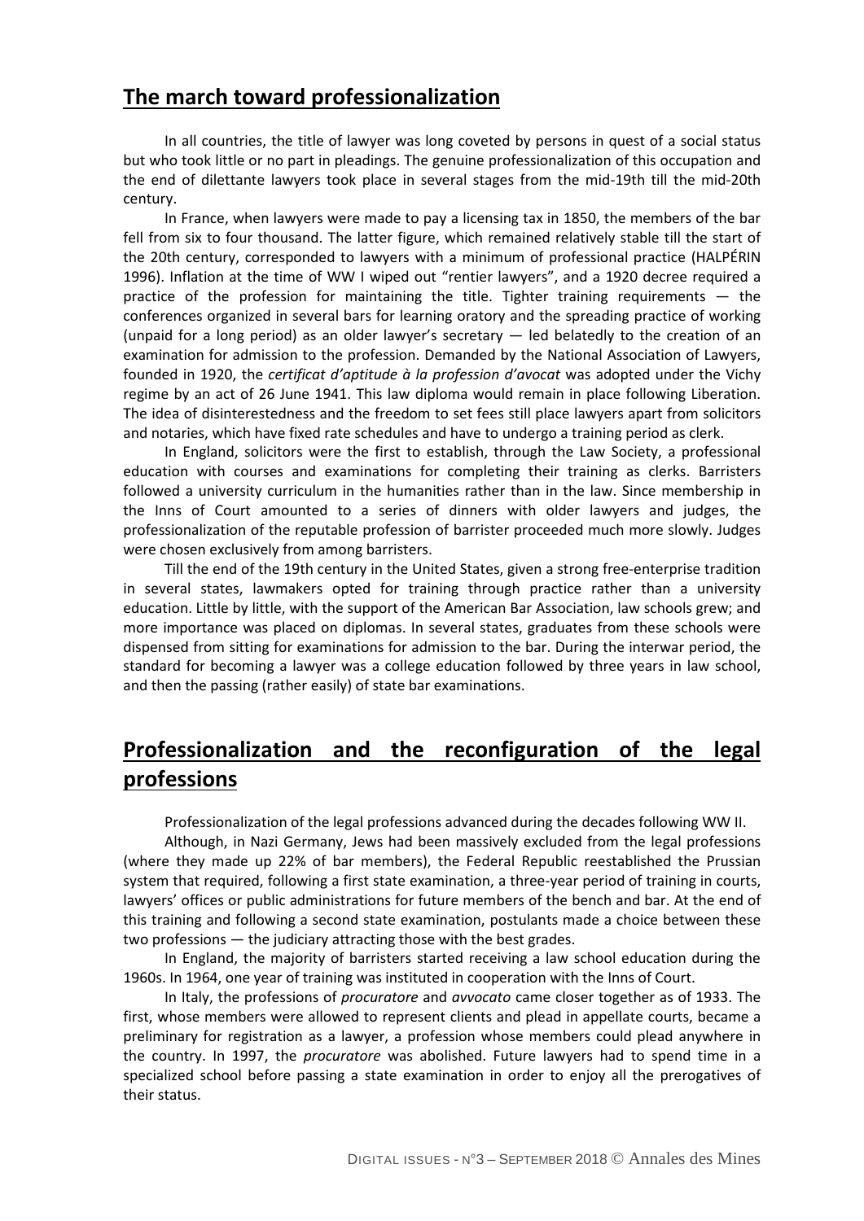## The march toward professionalization

In all countries, the title of lawyer was long coveted by persons in quest of a social status but who took little or no part in pleadings. The genuine professionalization of this occupation and the end of dilettante lawyers took place in several stages from the mid-19th till the mid-20th century.

In France, when lawyers were made to pay a licensing tax in 1850, the members of the bar fell from six to four thousand. The latter figure, which remained relatively stable till the start of the 20th century, corresponded to lawyers with a minimum of professional practice (HALPÉRIN 1996). Inflation at the time of WW I wiped out "rentier lawyers", and a 1920 decree required a practice of the profession for maintaining the title. Tighter training requirements — the conferences organized in several bars for learning oratory and the spreading practice of working (unpaid for a long period) as an older lawyer's secretary — led belatedly to the creation of an examination for admission to the profession. Demanded by the National Association of Lawyers, founded in 1920, the *certificat d'aptitude à la profession d'avocat* was adopted under the Vichy regime by an act of 26 June 1941. This law diploma would remain in place following Liberation. The idea of disinterestedness and the freedom to set fees still place lawyers apart from solicitors and notaries, which have fixed rate schedules and have to undergo a training period as clerk.

In England, solicitors were the first to establish, through the Law Society, a professional education with courses and examinations for completing their training as clerks. Barristers followed a university curriculum in the humanities rather than in the law. Since membership in the Inns of Court amounted to a series of dinners with older lawyers and judges, the professionalization of the reputable profession of barrister proceeded much more slowly. Judges were chosen exclusively from among barristers.

Till the end of the 19th century in the United States, given a strong free-enterprise tradition in several states, lawmakers opted for training through practice rather than a university education. Little by little, with the support of the American Bar Association, law schools grew; and more importance was placed on diplomas. In several states, graduates from these schools were dispensed from sitting for examinations for admission to the bar. During the interwar period, the standard for becoming a lawyer was a college education followed by three years in law school, and then the passing (rather easily) of state bar examinations.

## Professionalization and the reconfiguration of the legal professions

Professionalization of the legal professions advanced during the decades following WW II.

Although, in Nazi Germany, Jews had been massively excluded from the legal professions (where they made up 22% of bar members), the Federal Republic reestablished the Prussian system that required, following a first state examination, a three-year period of training in courts, lawyers' offices or public administrations for future members of the bench and bar. At the end of this training and following a second state examination, postulants made a choice between these two professions — the judiciary attracting those with the best grades.

In England, the majority of barristers started receiving a law school education during the 1960s. In 1964, one year of training was instituted in cooperation with the Inns of Court.

In Italy, the professions of *procuratore* and *avvocato* came closer together as of 1933. The first, whose members were allowed to represent clients and plead in appellate courts, became a preliminary for registration as a lawyer, a profession whose members could plead anywhere in the country. In 1997, the *procuratore* was abolished. Future lawyers had to spend time in a specialized school before passing a state examination in order to enjoy all the prerogatives of their status.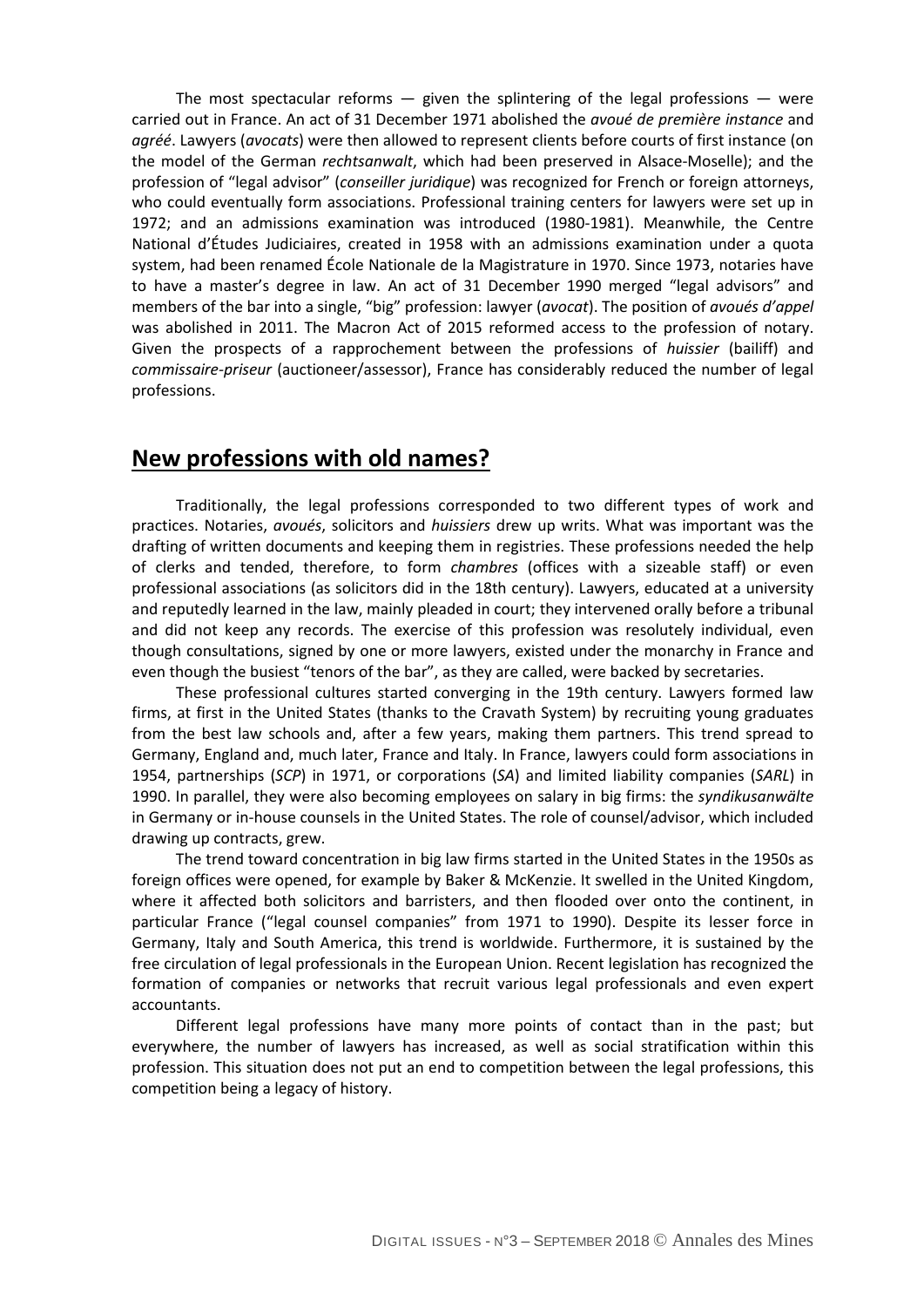The most spectacular reforms — given the splintering of the legal professions — were carried out in France. An act of 31 December 1971 abolished the *avoué de première instance* and *agréé*. Lawyers (*avocats*) were then allowed to represent clients before courts of first instance (on the model of the German *rechtsanwalt*, which had been preserved in Alsace-Moselle); and the profession of "legal advisor" (*conseiller juridique*) was recognized for French or foreign attorneys, who could eventually form associations. Professional training centers for lawyers were set up in 1972; and an admissions examination was introduced (1980-1981). Meanwhile, the Centre National d'Études Judiciaires, created in 1958 with an admissions examination under a quota system, had been renamed École Nationale de la Magistrature in 1970. Since 1973, notaries have to have a master's degree in law. An act of 31 December 1990 merged "legal advisors" and members of the bar into a single, "big" profession: lawyer (*avocat*). The position of *avoués d'appel* was abolished in 2011. The Macron Act of 2015 reformed access to the profession of notary. Given the prospects of a rapprochement between the professions of *huissier* (bailiff) and *commissaire-priseur* (auctioneer/assessor), France has considerably reduced the number of legal professions.

## New professions with old names?

Traditionally, the legal professions corresponded to two different types of work and practices. Notaries, *avoués*, solicitors and *huissiers* drew up writs. What was important was the drafting of written documents and keeping them in registries. These professions needed the help of clerks and tended, therefore, to form *chambres* (offices with a sizeable staff) or even professional associations (as solicitors did in the 18th century). Lawyers, educated at a university and reputedly learned in the law, mainly pleaded in court; they intervened orally before a tribunal and did not keep any records. The exercise of this profession was resolutely individual, even though consultations, signed by one or more lawyers, existed under the monarchy in France and even though the busiest "tenors of the bar", as they are called, were backed by secretaries.

These professional cultures started converging in the 19th century. Lawyers formed law firms, at first in the United States (thanks to the Cravath System) by recruiting young graduates from the best law schools and, after a few years, making them partners. This trend spread to Germany, England and, much later, France and Italy. In France, lawyers could form associations in 1954, partnerships (*SCP*) in 1971, or corporations (*SA*) and limited liability companies (*SARL*) in 1990. In parallel, they were also becoming employees on salary in big firms: the *syndikusanwälte* in Germany or in-house counsels in the United States. The role of counsel/advisor, which included drawing up contracts, grew.

The trend toward concentration in big law firms started in the United States in the 1950s as foreign offices were opened, for example by Baker & McKenzie. It swelled in the United Kingdom, where it affected both solicitors and barristers, and then flooded over onto the continent, in particular France ("legal counsel companies" from 1971 to 1990). Despite its lesser force in Germany, Italy and South America, this trend is worldwide. Furthermore, it is sustained by the free circulation of legal professionals in the European Union. Recent legislation has recognized the formation of companies or networks that recruit various legal professionals and even expert accountants.

Different legal professions have many more points of contact than in the past; but everywhere, the number of lawyers has increased, as well as social stratification within this profession. This situation does not put an end to competition between the legal professions, this competition being a legacy of history.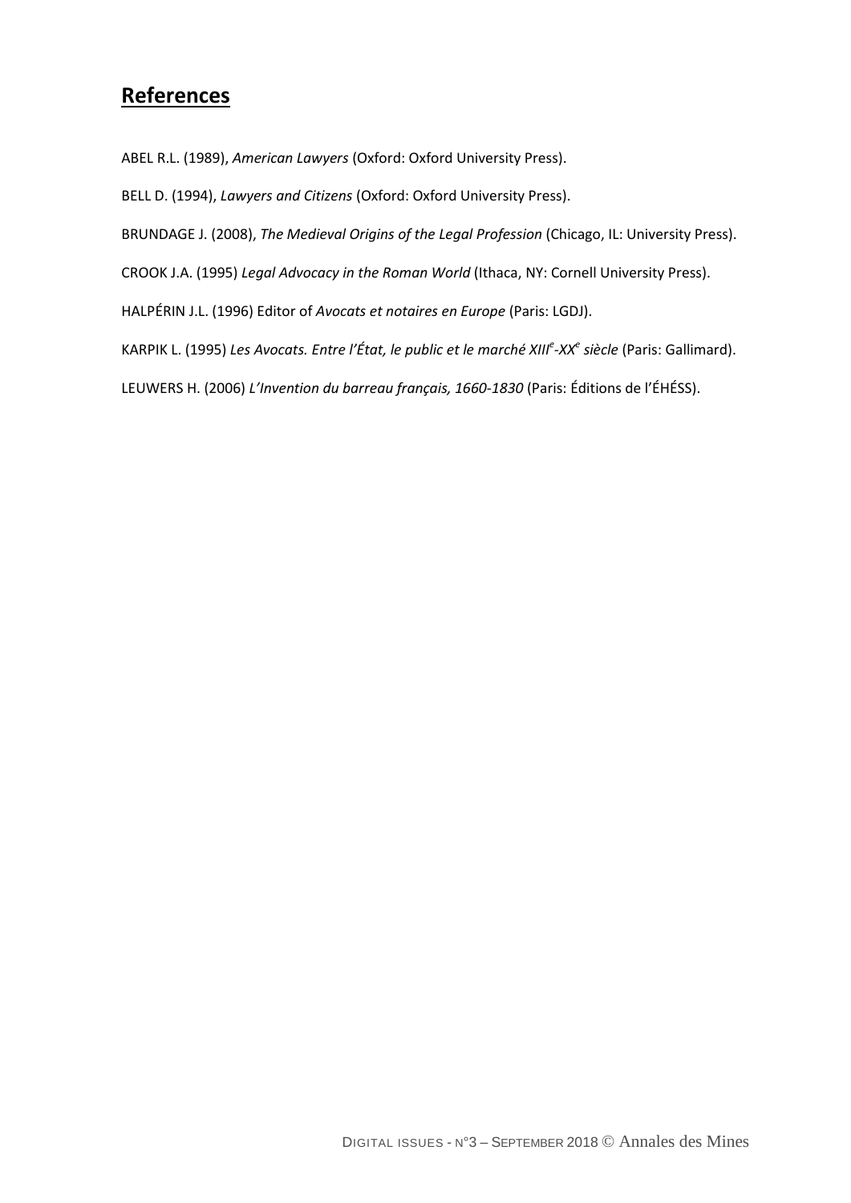## References

ABEL R.L. (1989), *American Lawyers* (Oxford: Oxford University Press).

BELL D. (1994), *Lawyers and Citizens* (Oxford: Oxford University Press).

BRUNDAGE J. (2008), *The Medieval Origins of the Legal Profession* (Chicago, IL: University Press).

CROOK J.A. (1995) *Legal Advocacy in the Roman World* (Ithaca, NY: Cornell University Press).

HALPÉRIN J.L. (1996) Editor of *Avocats et notaires en Europe* (Paris: LGDJ).

KARPIK L. (1995) *Les Avocats. Entre l'État, le public et le marché XIII[e]-XX[e] siècle* (Paris: Gallimard).

LEUWERS H. (2006) *L'Invention du barreau français, 1660-1830* (Paris: Éditions de l'ÉHÉSS).